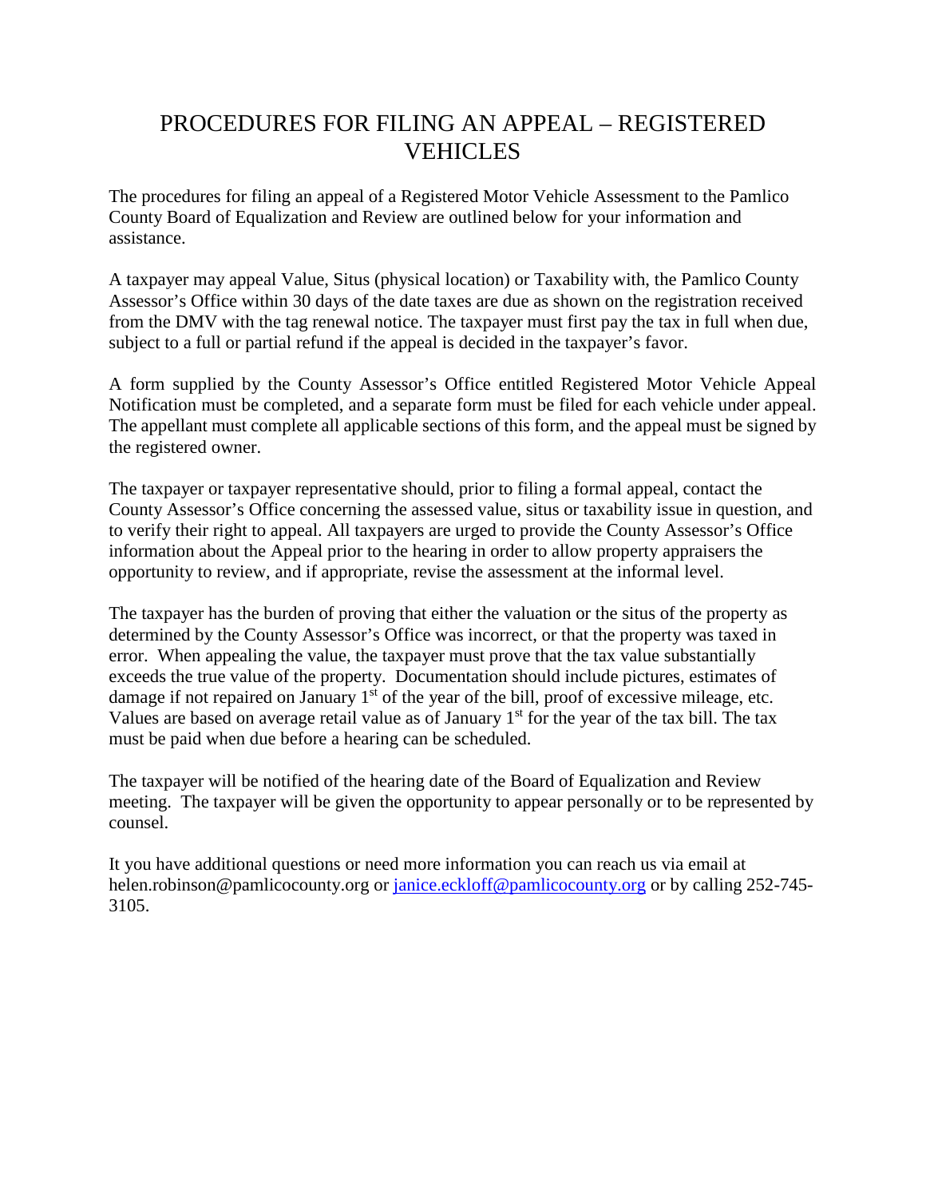# PROCEDURES FOR FILING AN APPEAL – REGISTERED VEHICLES

The procedures for filing an appeal of a Registered Motor Vehicle Assessment to the Pamlico County Board of Equalization and Review are outlined below for your information and assistance.

A taxpayer may appeal Value, Situs (physical location) or Taxability with, the Pamlico County Assessor's Office within 30 days of the date taxes are due as shown on the registration received from the DMV with the tag renewal notice. The taxpayer must first pay the tax in full when due, subject to a full or partial refund if the appeal is decided in the taxpayer's favor.

A form supplied by the County Assessor's Office entitled Registered Motor Vehicle Appeal Notification must be completed, and a separate form must be filed for each vehicle under appeal. The appellant must complete all applicable sections of this form, and the appeal must be signed by the registered owner.

The taxpayer or taxpayer representative should, prior to filing a formal appeal, contact the County Assessor's Office concerning the assessed value, situs or taxability issue in question, and to verify their right to appeal. All taxpayers are urged to provide the County Assessor's Office information about the Appeal prior to the hearing in order to allow property appraisers the opportunity to review, and if appropriate, revise the assessment at the informal level.

The taxpayer has the burden of proving that either the valuation or the situs of the property as determined by the County Assessor's Office was incorrect, or that the property was taxed in error. When appealing the value, the taxpayer must prove that the tax value substantially exceeds the true value of the property. Documentation should include pictures, estimates of damage if not repaired on January 1st of the year of the bill, proof of excessive mileage, etc. Values are based on average retail value as of January 1st for the year of the tax bill. The tax must be paid when due before a hearing can be scheduled.

The taxpayer will be notified of the hearing date of the Board of Equalization and Review meeting. The taxpayer will be given the opportunity to appear personally or to be represented by counsel.

It you have additional questions or need more information you can reach us via email at helen.robinson@pamlicocounty.org or [janice.eckloff@pamlicocounty.org](mailto:janice.eckloff@pamlicocounty.org) or by calling 252-745-3105.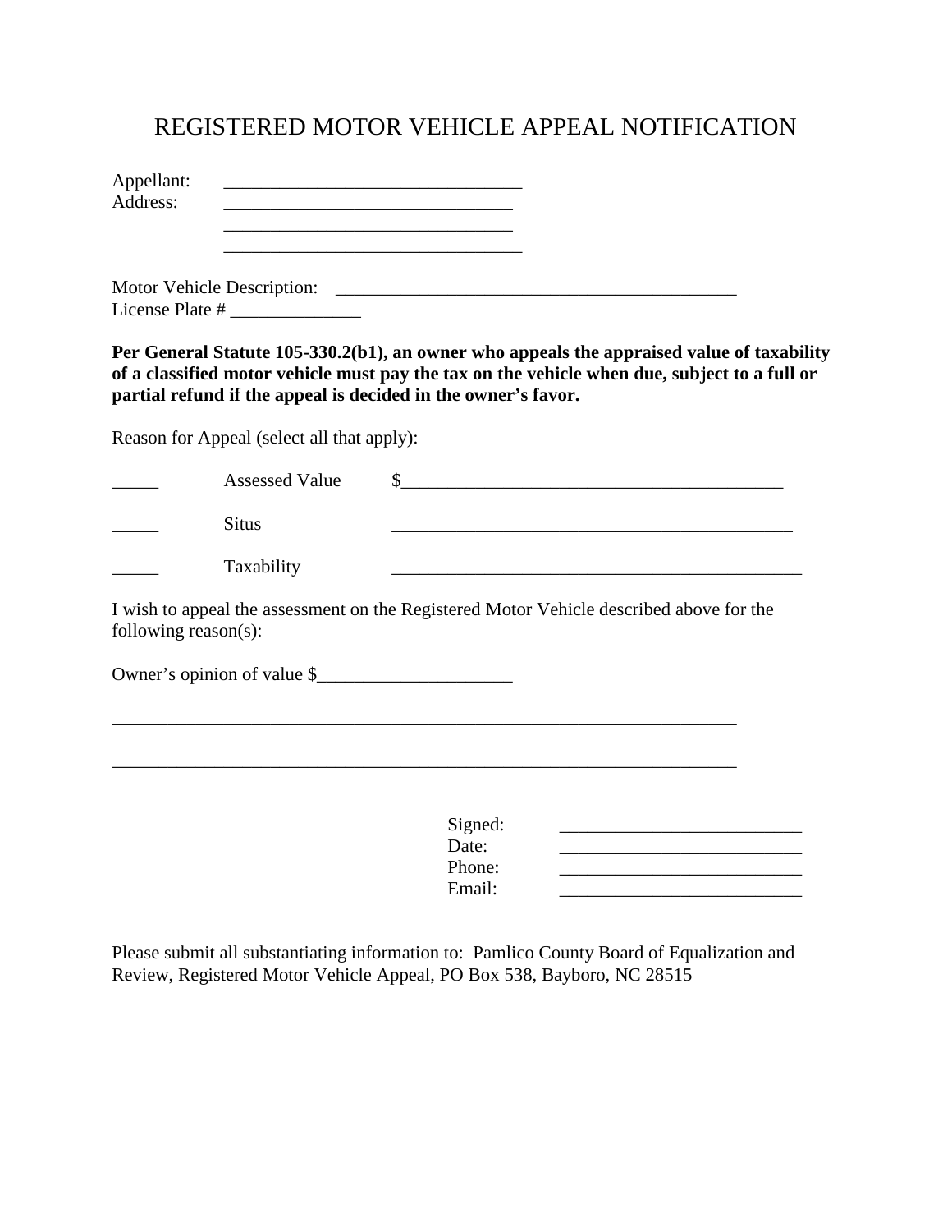# REGISTERED MOTOR VEHICLE APPEAL NOTIFICATION

Appellant: ________________________________
Address: _______________________________
_______________________________
________________________________

Motor Vehicle Description: ____________________________________________
License Plate # ______________

**Per General Statute 105-330.2(b1), an owner who appeals the appraised value of taxability of a classified motor vehicle must pay the tax on the vehicle when due, subject to a full or partial refund if the appeal is decided in the owner's favor.**

Reason for Appeal (select all that apply):

_____ Assessed Value $_________________________________________

_____ Situs _____________________________________________

_____ Taxability _____________________________________________

I wish to appeal the assessment on the Registered Motor Vehicle described above for the following reason(s):

Owner's opinion of value $_____________________

______________________________________________________________________

______________________________________________________________________

Signed: __________________________
Date: __________________________
Phone: __________________________
Email: __________________________

Please submit all substantiating information to: Pamlico County Board of Equalization and Review, Registered Motor Vehicle Appeal, PO Box 538, Bayboro, NC 28515